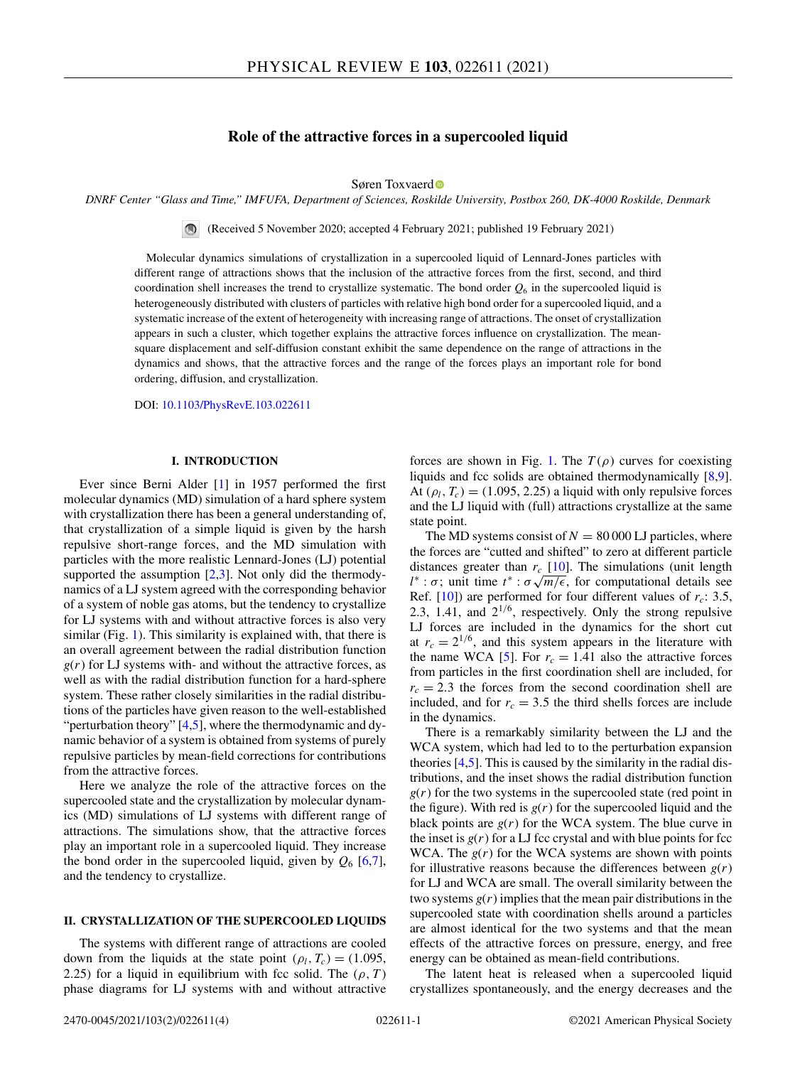# Role of the attractive forces in a supercooled liquid

Søren Toxvaerd

*DNRF Center "Glass and Time," IMFUFA, Department of Sciences, Roskilde University, Postbox 260, DK-4000 Roskilde, Denmark*

(Received 5 November 2020; accepted 4 February 2021; published 19 February 2021)

Molecular dynamics simulations of crystallization in a supercooled liquid of Lennard-Jones particles with different range of attractions shows that the inclusion of the attractive forces from the first, second, and third coordination shell increases the trend to crystallize systematic. The bond order $Q_6$ in the supercooled liquid is heterogeneously distributed with clusters of particles with relative high bond order for a supercooled liquid, and a systematic increase of the extent of heterogeneity with increasing range of attractions. The onset of crystallization appears in such a cluster, which together explains the attractive forces influence on crystallization. The mean-square displacement and self-diffusion constant exhibit the same dependence on the range of attractions in the dynamics and shows, that the attractive forces and the range of the forces plays an important role for bond ordering, diffusion, and crystallization.

DOI: 10.1103/PhysRevE.103.022611

## I. INTRODUCTION

Ever since Berni Alder [1] in 1957 performed the first molecular dynamics (MD) simulation of a hard sphere system with crystallization there has been a general understanding of, that crystallization of a simple liquid is given by the harsh repulsive short-range forces, and the MD simulation with particles with the more realistic Lennard-Jones (LJ) potential supported the assumption [2,3]. Not only did the thermodynamics of a LJ system agreed with the corresponding behavior of a system of noble gas atoms, but the tendency to crystallize for LJ systems with and without attractive forces is also very similar (Fig. 1). This similarity is explained with, that there is an overall agreement between the radial distribution function $g(r)$ for LJ systems with- and without the attractive forces, as well as with the radial distribution function for a hard-sphere system. These rather closely similarities in the radial distributions of the particles have given reason to the well-established "perturbation theory" [4,5], where the thermodynamic and dynamic behavior of a system is obtained from systems of purely repulsive particles by mean-field corrections for contributions from the attractive forces.

Here we analyze the role of the attractive forces on the supercooled state and the crystallization by molecular dynamics (MD) simulations of LJ systems with different range of attractions. The simulations show, that the attractive forces play an important role in a supercooled liquid. They increase the bond order in the supercooled liquid, given by $Q_6$ [6,7], and the tendency to crystallize.

## II. CRYSTALLIZATION OF THE SUPERCOOLED LIQUIDS

The systems with different range of attractions are cooled down from the liquids at the state point $(\rho_l, T_c) = (1.095, 2.25)$ for a liquid in equilibrium with fcc solid. The $(\rho, T)$ phase diagrams for LJ systems with and without attractive forces are shown in Fig. 1. The $T(\rho)$ curves for coexisting liquids and fcc solids are obtained thermodynamically [8,9]. At $(\rho_l, T_c) = (1.095, 2.25)$ a liquid with only repulsive forces and the LJ liquid with (full) attractions crystallize at the same state point.

The MD systems consist of $N = 80\,000$ LJ particles, where the forces are "cutted and shifted" to zero at different particle distances greater than $r_c$ [10]. The simulations (unit length $l^* : \sigma$; unit time $t^* : \sigma\sqrt{m/\epsilon}$, for computational details see Ref. [10]) are performed for four different values of $r_c$: 3.5, 2.3, 1.41, and $2^{1/6}$, respectively. Only the strong repulsive LJ forces are included in the dynamics for the short cut at $r_c = 2^{1/6}$, and this system appears in the literature with the name WCA [5]. For $r_c = 1.41$ also the attractive forces from particles in the first coordination shell are included, for $r_c = 2.3$ the forces from the second coordination shell are included, and for $r_c = 3.5$ the third shells forces are include in the dynamics.

There is a remarkably similarity between the LJ and the WCA system, which had led to to the perturbation expansion theories [4,5]. This is caused by the similarity in the radial distributions, and the inset shows the radial distribution function $g(r)$ for the two systems in the supercooled state (red point in the figure). With red is $g(r)$ for the supercooled liquid and the black points are $g(r)$ for the WCA system. The blue curve in the inset is $g(r)$ for a LJ fcc crystal and with blue points for fcc WCA. The $g(r)$ for the WCA systems are shown with points for illustrative reasons because the differences between $g(r)$ for LJ and WCA are small. The overall similarity between the two systems $g(r)$ implies that the mean pair distributions in the supercooled state with coordination shells around a particles are almost identical for the two systems and that the mean effects of the attractive forces on pressure, energy, and free energy can be obtained as mean-field contributions.

The latent heat is released when a supercooled liquid crystallizes spontaneously, and the energy decreases and the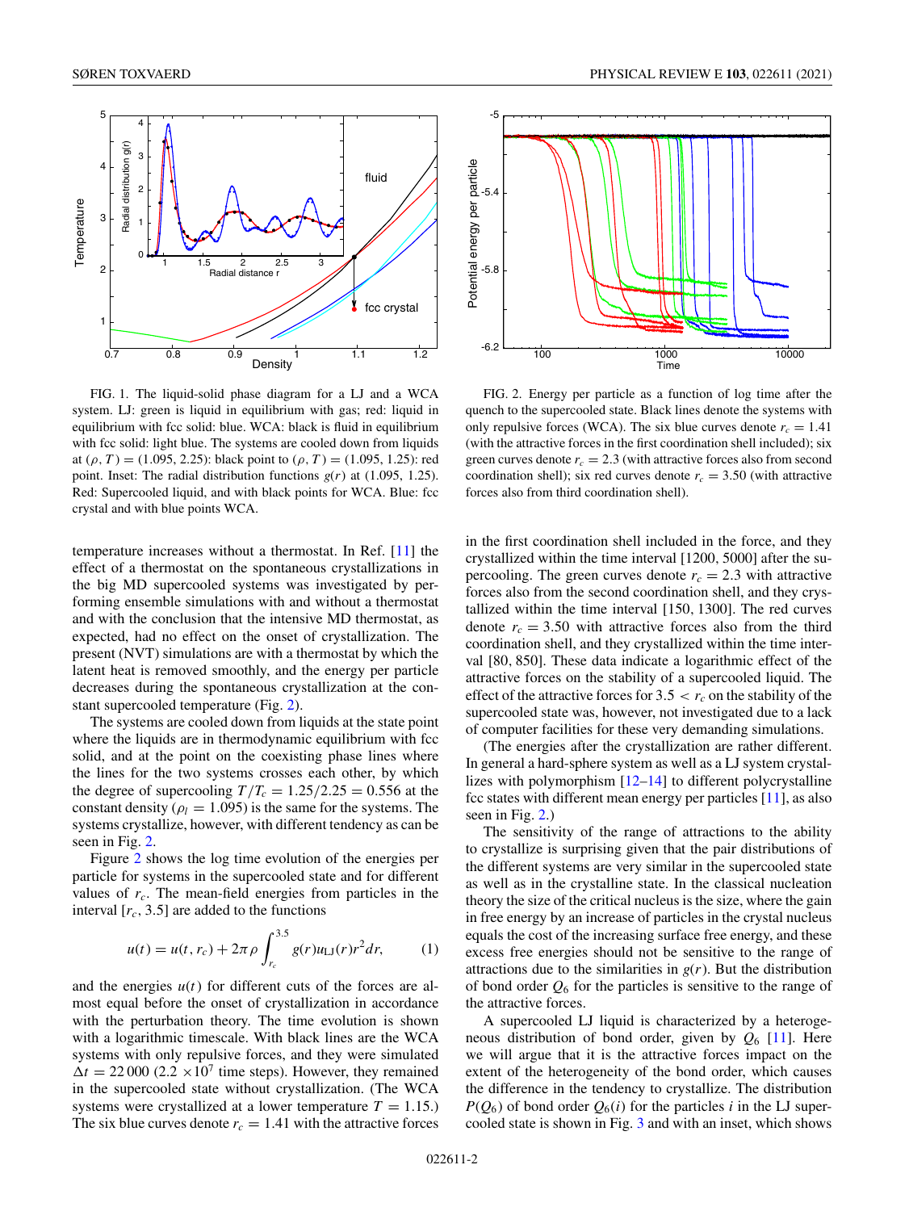FIG. 1. The liquid-solid phase diagram for a LJ and a WCA system. LJ: green is liquid in equilibrium with gas; red: liquid in equilibrium with fcc solid: blue. WCA: black is fluid in equilibrium with fcc solid: light blue. The systems are cooled down from liquids at $(\rho, T) = (1.095, 2.25)$: black point to $(\rho, T) = (1.095, 1.25)$: red point. Inset: The radial distribution functions $g(r)$ at (1.095, 1.25). Red: Supercooled liquid, and with black points for WCA. Blue: fcc crystal and with blue points WCA.

FIG. 2. Energy per particle as a function of log time after the quench to the supercooled state. Black lines denote the systems with only repulsive forces (WCA). The six blue curves denote $r_c = 1.41$ (with the attractive forces in the first coordination shell included); six green curves denote $r_c = 2.3$ (with attractive forces also from second coordination shell); six red curves denote $r_c = 3.50$ (with attractive forces also from third coordination shell).

temperature increases without a thermostat. In Ref. [11] the effect of a thermostat on the spontaneous crystallizations in the big MD supercooled systems was investigated by performing ensemble simulations with and without a thermostat and with the conclusion that the intensive MD thermostat, as expected, had no effect on the onset of crystallization. The present (NVT) simulations are with a thermostat by which the latent heat is removed smoothly, and the energy per particle decreases during the spontaneous crystallization at the constant supercooled temperature (Fig. 2).

The systems are cooled down from liquids at the state point where the liquids are in thermodynamic equilibrium with fcc solid, and at the point on the coexisting phase lines where the lines for the two systems crosses each other, by which the degree of supercooling $T/T_c = 1.25/2.25 = 0.556$ at the constant density ($\rho_l = 1.095$) is the same for the systems. The systems crystallize, however, with different tendency as can be seen in Fig. 2.

Figure 2 shows the log time evolution of the energies per particle for systems in the supercooled state and for different values of $r_c$. The mean-field energies from particles in the interval $[r_c, 3.5]$ are added to the functions

$$u(t) = u(t, r_c) + 2\pi\rho \int_{r_c}^{3.5} g(r) u_{\mathrm{LJ}}(r) r^2 dr, \qquad (1)$$

and the energies $u(t)$ for different cuts of the forces are almost equal before the onset of crystallization in accordance with the perturbation theory. The time evolution is shown with a logarithmic timescale. With black lines are the WCA systems with only repulsive forces, and they were simulated $\Delta t = 22\,000$ ($2.2 \times 10^7$ time steps). However, they remained in the supercooled state without crystallization. (The WCA systems were crystallized at a lower temperature $T = 1.15$.) The six blue curves denote $r_c = 1.41$ with the attractive forces in the first coordination shell included in the force, and they crystallized within the time interval [1200, 5000] after the supercooling. The green curves denote $r_c = 2.3$ with attractive forces also from the second coordination shell, and they crystallized within the time interval [150, 1300]. The red curves denote $r_c = 3.50$ with attractive forces also from the third coordination shell, and they crystallized within the time interval [80, 850]. These data indicate a logarithmic effect of the attractive forces on the stability of a supercooled liquid. The effect of the attractive forces for $3.5 < r_c$ on the stability of the supercooled state was, however, not investigated due to a lack of computer facilities for these very demanding simulations.

(The energies after the crystallization are rather different. In general a hard-sphere system as well as a LJ system crystallizes with polymorphism [12–14] to different polycrystalline fcc states with different mean energy per particles [11], as also seen in Fig. 2.)

The sensitivity of the range of attractions to the ability to crystallize is surprising given that the pair distributions of the different systems are very similar in the supercooled state as well as in the crystalline state. In the classical nucleation theory the size of the critical nucleus is the size, where the gain in free energy by an increase of particles in the crystal nucleus equals the cost of the increasing surface free energy, and these excess free energies should not be sensitive to the range of attractions due to the similarities in $g(r)$. But the distribution of bond order $Q_6$ for the particles is sensitive to the range of the attractive forces.

A supercooled LJ liquid is characterized by a heterogeneous distribution of bond order, given by $Q_6$ [11]. Here we will argue that it is the attractive forces impact on the extent of the heterogeneity of the bond order, which causes the difference in the tendency to crystallize. The distribution $P(Q_6)$ of bond order $Q_6(i)$ for the particles $i$ in the LJ supercooled state is shown in Fig. 3 and with an inset, which shows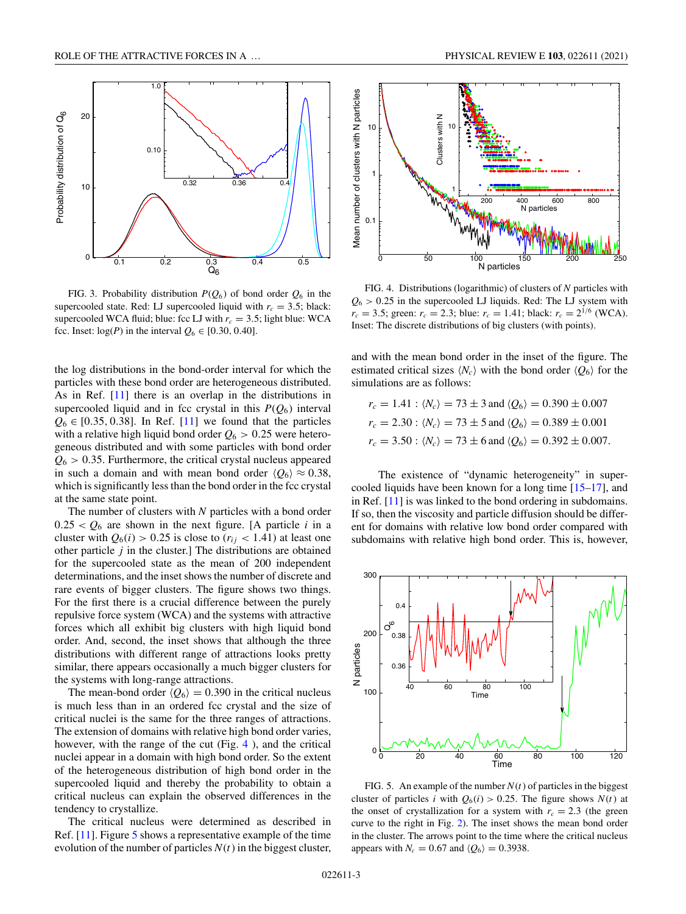FIG. 3. Probability distribution $P(Q_6)$ of bond order $Q_6$ in the supercooled state. Red: LJ supercooled liquid with $r_c = 3.5$; black: supercooled WCA fluid; blue: fcc LJ with $r_c = 3.5$; light blue: WCA fcc. Inset: $\log(P)$ in the interval $Q_6 \in [0.30, 0.40]$.

FIG. 4. Distributions (logarithmic) of clusters of $N$ particles with $Q_6 > 0.25$ in the supercooled LJ liquids. Red: The LJ system with $r_c = 3.5$; green: $r_c = 2.3$; blue: $r_c = 1.41$; black: $r_c = 2^{1/6}$ (WCA). Inset: The discrete distributions of big clusters (with points).

the log distributions in the bond-order interval for which the particles with these bond order are heterogeneous distributed. As in Ref. [11] there is an overlap in the distributions in supercooled liquid and in fcc crystal in this $P(Q_6)$ interval $Q_6 \in [0.35, 0.38]$. In Ref. [11] we found that the particles with a relative high liquid bond order $Q_6 > 0.25$ were heterogeneous distributed and with some particles with bond order $Q_6 > 0.35$. Furthermore, the critical crystal nucleus appeared in such a domain and with mean bond order $\langle Q_6 \rangle \approx 0.38$, which is significantly less than the bond order in the fcc crystal at the same state point.

The number of clusters with $N$ particles with a bond order $0.25 < Q_6$ are shown in the next figure. [A particle $i$ in a cluster with $Q_6(i) > 0.25$ is close to ($r_{ij} < 1.41$) at least one other particle $j$ in the cluster.] The distributions are obtained for the supercooled state as the mean of 200 independent determinations, and the inset shows the number of discrete and rare events of bigger clusters. The figure shows two things. For the first there is a crucial difference between the purely repulsive force system (WCA) and the systems with attractive forces which all exhibit big clusters with high liquid bond order. And, second, the inset shows that although the three distributions with different range of attractions looks pretty similar, there appears occasionally a much bigger clusters for the systems with long-range attractions.

The mean-bond order $\langle Q_6 \rangle = 0.390$ in the critical nucleus is much less than in an ordered fcc crystal and the size of critical nuclei is the same for the three ranges of attractions. The extension of domains with relative high bond order varies, however, with the range of the cut (Fig. 4 ), and the critical nuclei appear in a domain with high bond order. So the extent of the heterogeneous distribution of high bond order in the supercooled liquid and thereby the probability to obtain a critical nucleus can explain the observed differences in the tendency to crystallize.

The critical nucleus were determined as described in Ref. [11]. Figure 5 shows a representative example of the time evolution of the number of particles $N(t)$ in the biggest cluster, and with the mean bond order in the inset of the figure. The estimated critical sizes $\langle N_c \rangle$ with the bond order $\langle Q_6 \rangle$ for the simulations are as follows:

$$r_c = 1.41 : \langle N_c \rangle = 73 \pm 3 \text{ and } \langle Q_6 \rangle = 0.390 \pm 0.007$$

$$r_c = 2.30 : \langle N_c \rangle = 73 \pm 5 \text{ and } \langle Q_6 \rangle = 0.389 \pm 0.001$$

$$r_c = 3.50 : \langle N_c \rangle = 73 \pm 6 \text{ and } \langle Q_6 \rangle = 0.392 \pm 0.007.$$

The existence of "dynamic heterogeneity" in supercooled liquids have been known for a long time [15–17], and in Ref. [11] is was linked to the bond ordering in subdomains. If so, then the viscosity and particle diffusion should be different for domains with relative low bond order compared with subdomains with relative high bond order. This is, however,

FIG. 5. An example of the number $N(t)$ of particles in the biggest cluster of particles $i$ with $Q_6(i) > 0.25$. The figure shows $N(t)$ at the onset of crystallization for a system with $r_c = 2.3$ (the green curve to the right in Fig. 2). The inset shows the mean bond order in the cluster. The arrows point to the time where the critical nucleus appears with $N_c = 0.67$ and $\langle Q_6 \rangle = 0.3938$.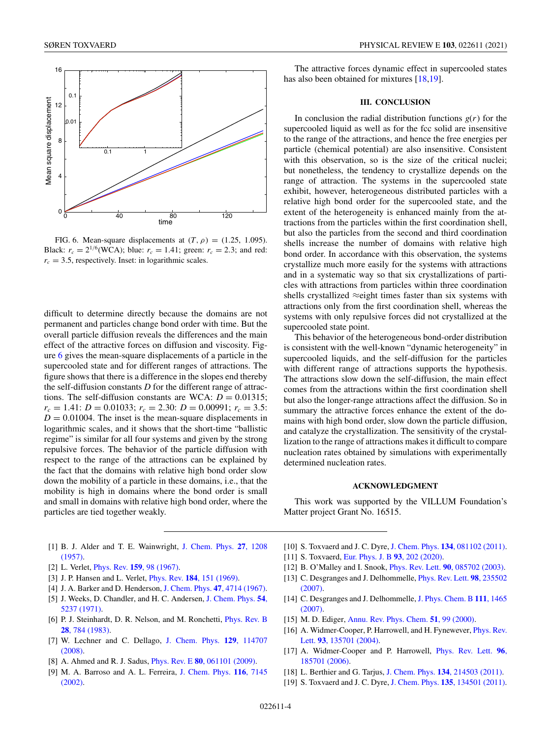16
12
8
4
0
0
40
80
120
time
Mean square displacement
0.1
0.01
0.1
1

FIG. 6. Mean-square displacements at $(T, \rho) = (1.25, 1.095)$. Black: $r_c = 2^{1/6}$(WCA); blue: $r_c = 1.41$; green: $r_c = 2.3$; and red: $r_c = 3.5$, respectively. Inset: in logarithmic scales.

difficult to determine directly because the domains are not permanent and particles change bond order with time. But the overall particle diffusion reveals the differences and the main effect of the attractive forces on diffusion and viscosity. Figure 6 gives the mean-square displacements of a particle in the supercooled state and for different ranges of attractions. The figure shows that there is a difference in the slopes end thereby the self-diffusion constants $D$ for the different range of attractions. The self-diffusion constants are WCA: $D = 0.01315$; $r_c = 1.41$: $D = 0.01033$; $r_c = 2.30$: $D = 0.00991$; $r_c = 3.5$: $D = 0.01004$. The inset is the mean-square displacements in logarithmic scales, and it shows that the short-time "ballistic regime" is similar for all four systems and given by the strong repulsive forces. The behavior of the particle diffusion with respect to the range of the attractions can be explained by the fact that the domains with relative high bond order slow down the mobility of a particle in these domains, i.e., that the mobility is high in domains where the bond order is small and small in domains with relative high bond order, where the particles are tied together weakly.

The attractive forces dynamic effect in supercooled states has also been obtained for mixtures [18,19].

## III. CONCLUSION

In conclusion the radial distribution functions $g(r)$ for the supercooled liquid as well as for the fcc solid are insensitive to the range of the attractions, and hence the free energies per particle (chemical potential) are also insensitive. Consistent with this observation, so is the size of the critical nuclei; but nonetheless, the tendency to crystallize depends on the range of attraction. The systems in the supercooled state exhibit, however, heterogeneous distributed particles with a relative high bond order for the supercooled state, and the extent of the heterogeneity is enhanced mainly from the attractions from the particles within the first coordination shell, but also the particles from the second and third coordination shells increase the number of domains with relative high bond order. In accordance with this observation, the systems crystallize much more easily for the systems with attractions and in a systematic way so that six crystallizations of particles with attractions from particles within three coordination shells crystallized ≈eight times faster than six systems with attractions only from the first coordination shell, whereas the systems with only repulsive forces did not crystallized at the supercooled state point.

This behavior of the heterogeneous bond-order distribution is consistent with the well-known "dynamic heterogeneity" in supercooled liquids, and the self-diffusion for the particles with different range of attractions supports the hypothesis. The attractions slow down the self-diffusion, the main effect comes from the attractions within the first coordination shell but also the longer-range attractions affect the diffusion. So in summary the attractive forces enhance the extent of the domains with high bond order, slow down the particle diffusion, and catalyze the crystallization. The sensitivity of the crystallization to the range of attractions makes it difficult to compare nucleation rates obtained by simulations with experimentally determined nucleation rates.

## ACKNOWLEDGMENT

This work was supported by the VILLUM Foundation's Matter project Grant No. 16515.

---

[1] B. J. Alder and T. E. Wainwright, J. Chem. Phys. **27**, 1208 (1957).
[2] L. Verlet, Phys. Rev. **159**, 98 (1967).
[3] J. P. Hansen and L. Verlet, Phys. Rev. **184**, 151 (1969).
[4] J. A. Barker and D. Henderson, J. Chem. Phys. **47**, 4714 (1967).
[5] J. Weeks, D. Chandler, and H. C. Andersen, J. Chem. Phys. **54**, 5237 (1971).
[6] P. J. Steinhardt, D. R. Nelson, and M. Ronchetti, Phys. Rev. B **28**, 784 (1983).
[7] W. Lechner and C. Dellago, J. Chem. Phys. **129**, 114707 (2008).
[8] A. Ahmed and R. J. Sadus, Phys. Rev. E **80**, 061101 (2009).
[9] M. A. Barroso and A. L. Ferreira, J. Chem. Phys. **116**, 7145 (2002).
[10] S. Toxvaerd and J. C. Dyre, J. Chem. Phys. **134**, 081102 (2011).
[11] S. Toxvaerd, Eur. Phys. J. B **93**, 202 (2020).
[12] B. O'Malley and I. Snook, Phys. Rev. Lett. **90**, 085702 (2003).
[13] C. Desgranges and J. Delhommelle, Phys. Rev. Lett. **98**, 235502 (2007).
[14] C. Desgranges and J. Delhommelle, J. Phys. Chem. B **111**, 1465 (2007).
[15] M. D. Ediger, Annu. Rev. Phys. Chem. **51**, 99 (2000).
[16] A. Widmer-Cooper, P. Harrowell, and H. Fynewever, Phys. Rev. Lett. **93**, 135701 (2004).
[17] A. Widmer-Cooper and P. Harrowell, Phys. Rev. Lett. **96**, 185701 (2006).
[18] L. Berthier and G. Tarjus, J. Chem. Phys. **134**, 214503 (2011).
[19] S. Toxvaerd and J. C. Dyre, J. Chem. Phys. **135**, 134501 (2011).